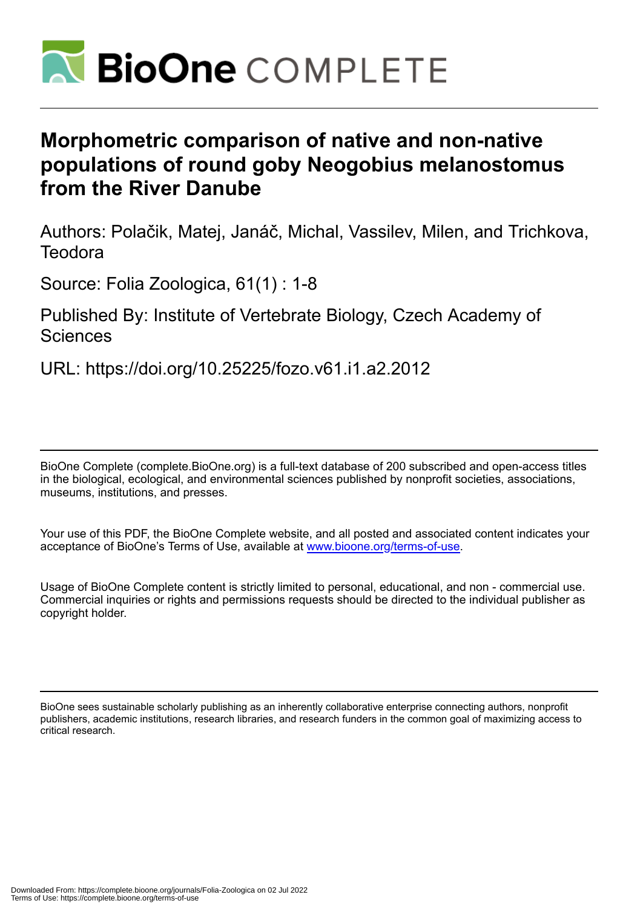# Morphometric comparison of native and non-native populations of round goby Neogobius melanostomus from the River Danube

Authors: Polačik, Matej, Janáč, Michal, Vassilev, Milen, and Trichkova, Teodora

Source: Folia Zoologica, 61(1) : 1-8

Published By: Institute of Vertebrate Biology, Czech Academy of Sciences

URL: https://doi.org/10.25225/fozo.v61.i1.a2.2012

BioOne Complete (complete.BioOne.org) is a full-text database of 200 subscribed and open-access titles in the biological, ecological, and environmental sciences published by nonprofit societies, associations, museums, institutions, and presses.

Your use of this PDF, the BioOne Complete website, and all posted and associated content indicates your acceptance of BioOne's Terms of Use, available at www.bioone.org/terms-of-use.

Usage of BioOne Complete content is strictly limited to personal, educational, and non - commercial use. Commercial inquiries or rights and permissions requests should be directed to the individual publisher as copyright holder.

BioOne sees sustainable scholarly publishing as an inherently collaborative enterprise connecting authors, nonprofit publishers, academic institutions, research libraries, and research funders in the common goal of maximizing access to critical research.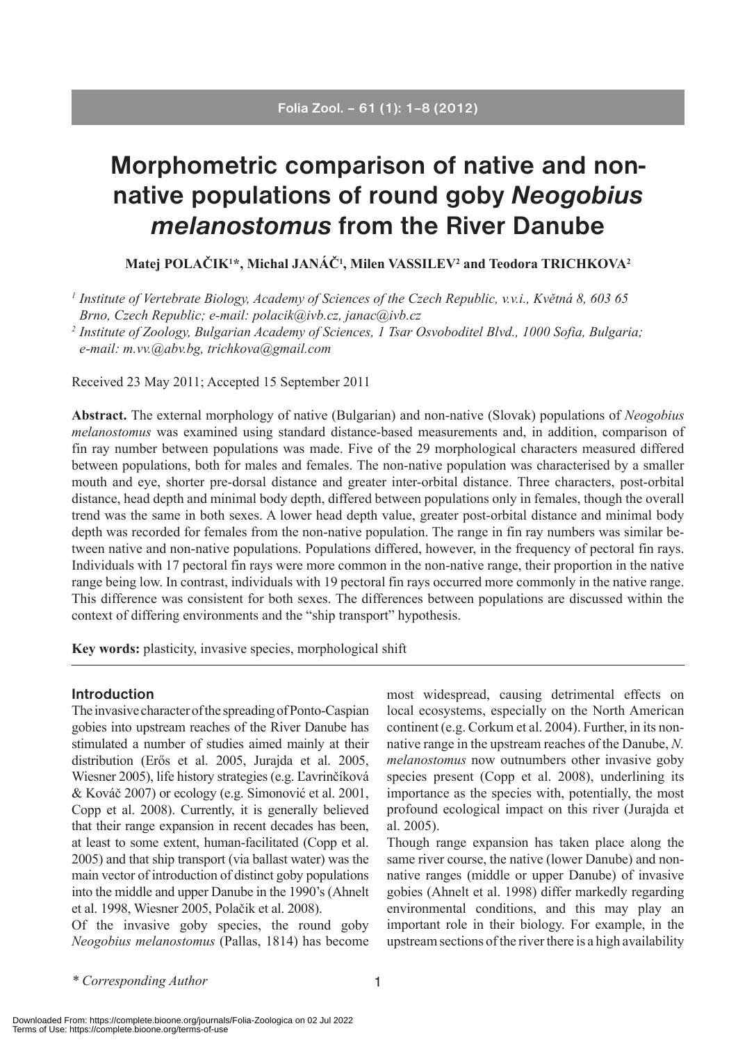# Morphometric comparison of native and non-native populations of round goby *Neogobius melanostomus* from the River Danube

**Matej POLAČIK[1]*, Michal JANÁČ[1], Milen VASSILEV[2] and Teodora TRICHKOVA[2]**

[1] *Institute of Vertebrate Biology, Academy of Sciences of the Czech Republic, v.v.i., Květná 8, 603 65 Brno, Czech Republic; e-mail: polacik@ivb.cz, janac@ivb.cz*

[2] *Institute of Zoology, Bulgarian Academy of Sciences, 1 Tsar Osvoboditel Blvd., 1000 Sofia, Bulgaria; e-mail: m.vv.@abv.bg, trichkova@gmail.com*

Received 23 May 2011; Accepted 15 September 2011

**Abstract.** The external morphology of native (Bulgarian) and non-native (Slovak) populations of *Neogobius melanostomus* was examined using standard distance-based measurements and, in addition, comparison of fin ray number between populations was made. Five of the 29 morphological characters measured differed between populations, both for males and females. The non-native population was characterised by a smaller mouth and eye, shorter pre-dorsal distance and greater inter-orbital distance. Three characters, post-orbital distance, head depth and minimal body depth, differed between populations only in females, though the overall trend was the same in both sexes. A lower head depth value, greater post-orbital distance and minimal body depth was recorded for females from the non-native population. The range in fin ray numbers was similar between native and non-native populations. Populations differed, however, in the frequency of pectoral fin rays. Individuals with 17 pectoral fin rays were more common in the non-native range, their proportion in the native range being low. In contrast, individuals with 19 pectoral fin rays occurred more commonly in the native range. This difference was consistent for both sexes. The differences between populations are discussed within the context of differing environments and the "ship transport" hypothesis.

**Key words:** plasticity, invasive species, morphological shift

## Introduction

The invasive character of the spreading of Ponto-Caspian gobies into upstream reaches of the River Danube has stimulated a number of studies aimed mainly at their distribution (Erős et al. 2005, Jurajda et al. 2005, Wiesner 2005), life history strategies (e.g. Ľavrinčíková & Kováč 2007) or ecology (e.g. Simonović et al. 2001, Copp et al. 2008). Currently, it is generally believed that their range expansion in recent decades has been, at least to some extent, human-facilitated (Copp et al. 2005) and that ship transport (via ballast water) was the main vector of introduction of distinct goby populations into the middle and upper Danube in the 1990's (Ahnelt et al. 1998, Wiesner 2005, Polačik et al. 2008).

Of the invasive goby species, the round goby *Neogobius melanostomus* (Pallas, 1814) has become most widespread, causing detrimental effects on local ecosystems, especially on the North American continent (e.g. Corkum et al. 2004). Further, in its non-native range in the upstream reaches of the Danube, *N. melanostomus* now outnumbers other invasive goby species present (Copp et al. 2008), underlining its importance as the species with, potentially, the most profound ecological impact on this river (Jurajda et al. 2005).

Though range expansion has taken place along the same river course, the native (lower Danube) and non-native ranges (middle or upper Danube) of invasive gobies (Ahnelt et al. 1998) differ markedly regarding environmental conditions, and this may play an important role in their biology. For example, in the upstream sections of the river there is a high availability

\* *Corresponding Author*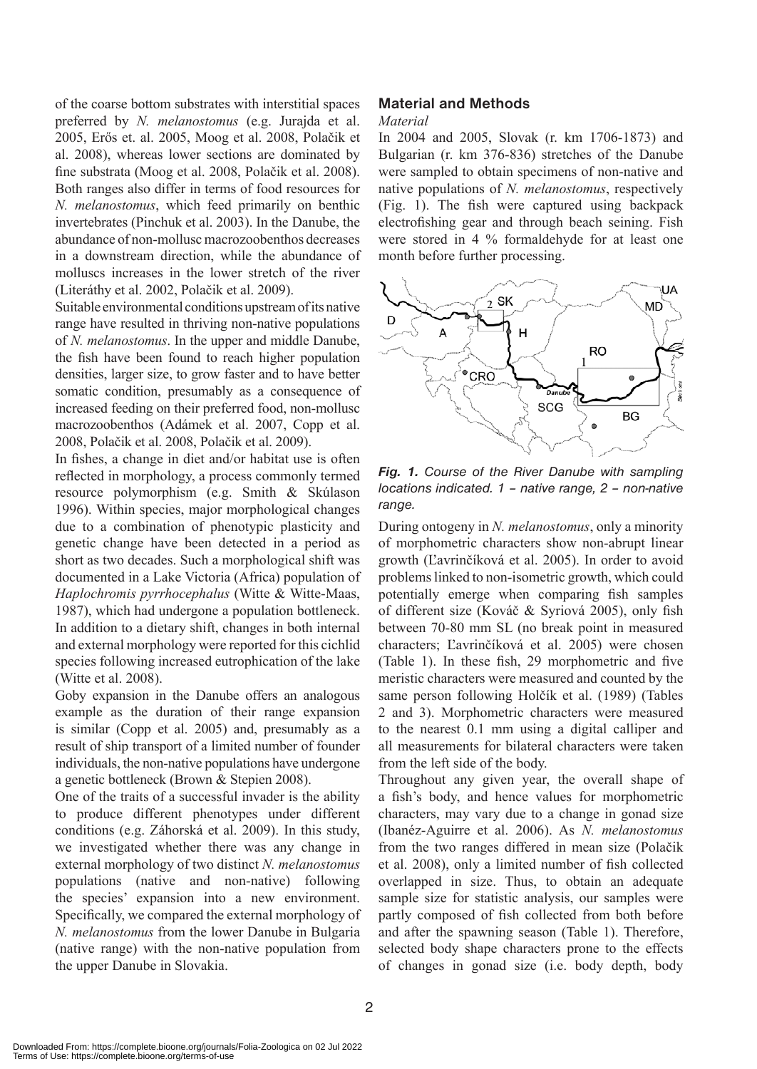of the coarse bottom substrates with interstitial spaces preferred by *N. melanostomus* (e.g. Jurajda et al. 2005, Erős et. al. 2005, Moog et al. 2008, Polačik et al. 2008), whereas lower sections are dominated by fine substrata (Moog et al. 2008, Polačik et al. 2008). Both ranges also differ in terms of food resources for *N. melanostomus*, which feed primarily on benthic invertebrates (Pinchuk et al. 2003). In the Danube, the abundance of non-mollusc macrozoobenthos decreases in a downstream direction, while the abundance of molluscs increases in the lower stretch of the river (Literáthy et al. 2002, Polačik et al. 2009).

Suitable environmental conditions upstream of its native range have resulted in thriving non-native populations of *N. melanostomus*. In the upper and middle Danube, the fish have been found to reach higher population densities, larger size, to grow faster and to have better somatic condition, presumably as a consequence of increased feeding on their preferred food, non-mollusc macrozoobenthos (Adámek et al. 2007, Copp et al. 2008, Polačik et al. 2008, Polačik et al. 2009).

In fishes, a change in diet and/or habitat use is often reflected in morphology, a process commonly termed resource polymorphism (e.g. Smith & Skúlason 1996). Within species, major morphological changes due to a combination of phenotypic plasticity and genetic change have been detected in a period as short as two decades. Such a morphological shift was documented in a Lake Victoria (Africa) population of *Haplochromis pyrrhocephalus* (Witte & Witte-Maas, 1987), which had undergone a population bottleneck. In addition to a dietary shift, changes in both internal and external morphology were reported for this cichlid species following increased eutrophication of the lake (Witte et al. 2008).

Goby expansion in the Danube offers an analogous example as the duration of their range expansion is similar (Copp et al. 2005) and, presumably as a result of ship transport of a limited number of founder individuals, the non-native populations have undergone a genetic bottleneck (Brown & Stepien 2008).

One of the traits of a successful invader is the ability to produce different phenotypes under different conditions (e.g. Záhorská et al. 2009). In this study, we investigated whether there was any change in external morphology of two distinct *N. melanostomus* populations (native and non-native) following the species' expansion into a new environment. Specifically, we compared the external morphology of *N. melanostomus* from the lower Danube in Bulgaria (native range) with the non-native population from the upper Danube in Slovakia.

## Material and Methods

### *Material*

In 2004 and 2005, Slovak (r. km 1706-1873) and Bulgarian (r. km 376-836) stretches of the Danube were sampled to obtain specimens of non-native and native populations of *N. melanostomus*, respectively (Fig. 1). The fish were captured using backpack electrofishing gear and through beach seining. Fish were stored in 4 % formaldehyde for at least one month before further processing.

*Fig. 1. Course of the River Danube with sampling locations indicated. 1 – native range, 2 – non-native range.*

During ontogeny in *N. melanostomus*, only a minority of morphometric characters show non-abrupt linear growth (Ľavrinčíková et al. 2005). In order to avoid problems linked to non-isometric growth, which could potentially emerge when comparing fish samples of different size (Kováč & Syriová 2005), only fish between 70-80 mm SL (no break point in measured characters; Ľavrinčíková et al. 2005) were chosen (Table 1). In these fish, 29 morphometric and five meristic characters were measured and counted by the same person following Holčík et al. (1989) (Tables 2 and 3). Morphometric characters were measured to the nearest 0.1 mm using a digital calliper and all measurements for bilateral characters were taken from the left side of the body.

Throughout any given year, the overall shape of a fish's body, and hence values for morphometric characters, may vary due to a change in gonad size (Ibanéz-Aguirre et al. 2006). As *N. melanostomus* from the two ranges differed in mean size (Polačik et al. 2008), only a limited number of fish collected overlapped in size. Thus, to obtain an adequate sample size for statistic analysis, our samples were partly composed of fish collected from both before and after the spawning season (Table 1). Therefore, selected body shape characters prone to the effects of changes in gonad size (i.e. body depth, body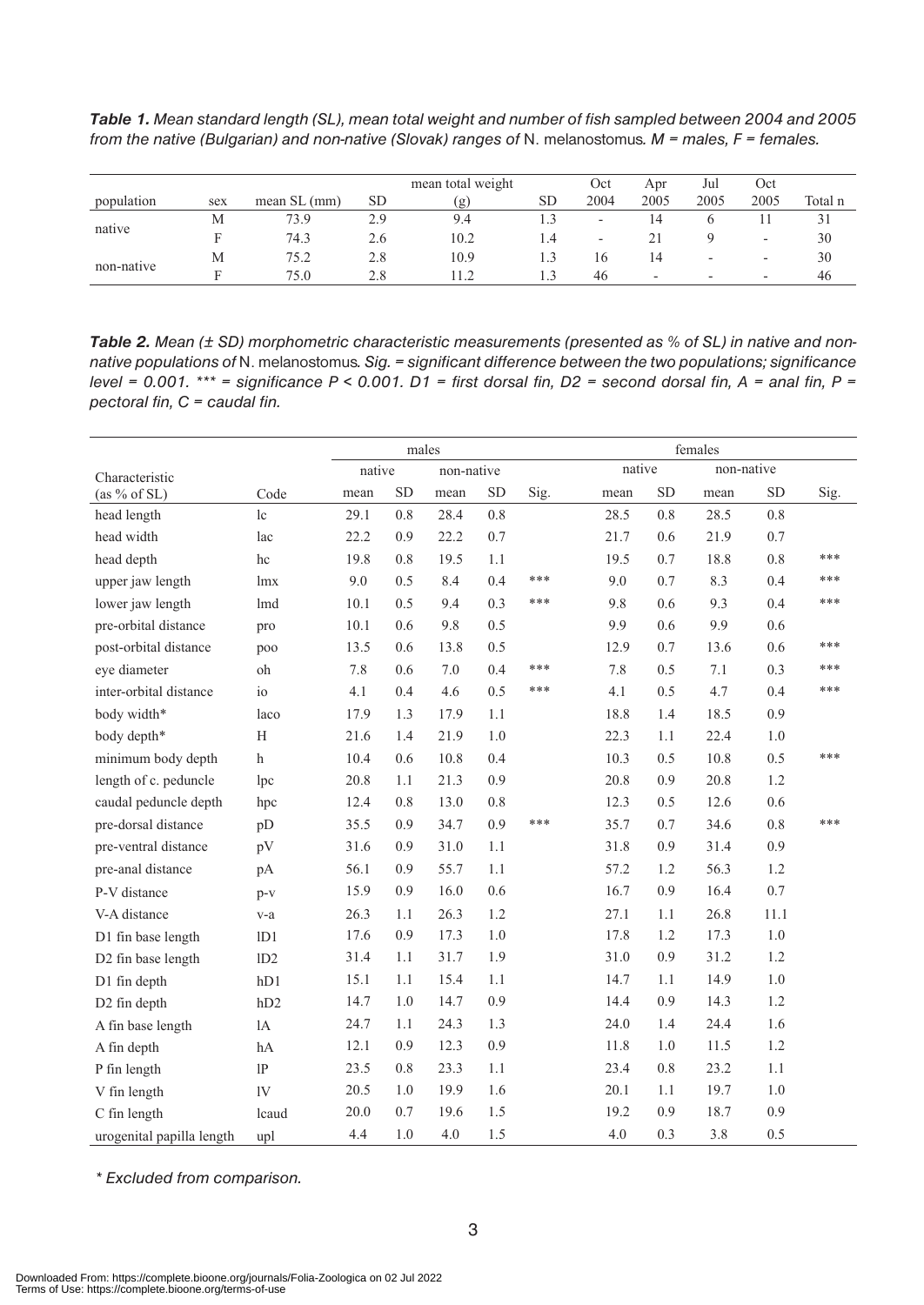***Table 1.*** *Mean standard length (SL), mean total weight and number of fish sampled between 2004 and 2005 from the native (Bulgarian) and non-native (Slovak) ranges of* N. melanostomus*. M = males, F = females.*

| population | sex | mean SL (mm) | SD | mean total weight (g) | SD | Oct 2004 | Apr 2005 | Jul 2005 | Oct 2005 | Total n |
|---|---|---|---|---|---|---|---|---|---|---|
| native | M | 73.9 | 2.9 | 9.4 | 1.3 | - | 14 | 6 | 11 | 31 |
| | F | 74.3 | 2.6 | 10.2 | 1.4 | - | 21 | 9 | - | 30 |
| non-native | M | 75.2 | 2.8 | 10.9 | 1.3 | 16 | 14 | - | - | 30 |
| | F | 75.0 | 2.8 | 11.2 | 1.3 | 46 | - | - | - | 46 |

***Table 2.*** *Mean (± SD) morphometric characteristic measurements (presented as % of SL) in native and non-native populations of* N. melanostomus*. Sig. = significant difference between the two populations; significance level = 0.001. \*\*\* = significance P < 0.001. D1 = first dorsal fin, D2 = second dorsal fin, A = anal fin, P = pectoral fin, C = caudal fin.*

| Characteristic | | males | | | | | females | | | | |
|---|---|---|---|---|---|---|---|---|---|---|---|
| | | native | | non-native | | | native | | non-native | | |
| (as % of SL) | Code | mean | SD | mean | SD | Sig. | mean | SD | mean | SD | Sig. |
| head length | lc | 29.1 | 0.8 | 28.4 | 0.8 | | 28.5 | 0.8 | 28.5 | 0.8 | |
| head width | lac | 22.2 | 0.9 | 22.2 | 0.7 | | 21.7 | 0.6 | 21.9 | 0.7 | |
| head depth | hc | 19.8 | 0.8 | 19.5 | 1.1 | | 19.5 | 0.7 | 18.8 | 0.8 | *** |
| upper jaw length | lmx | 9.0 | 0.5 | 8.4 | 0.4 | *** | 9.0 | 0.7 | 8.3 | 0.4 | *** |
| lower jaw length | lmd | 10.1 | 0.5 | 9.4 | 0.3 | *** | 9.8 | 0.6 | 9.3 | 0.4 | *** |
| pre-orbital distance | pro | 10.1 | 0.6 | 9.8 | 0.5 | | 9.9 | 0.6 | 9.9 | 0.6 | |
| post-orbital distance | poo | 13.5 | 0.6 | 13.8 | 0.5 | | 12.9 | 0.7 | 13.6 | 0.6 | *** |
| eye diameter | oh | 7.8 | 0.6 | 7.0 | 0.4 | *** | 7.8 | 0.5 | 7.1 | 0.3 | *** |
| inter-orbital distance | io | 4.1 | 0.4 | 4.6 | 0.5 | *** | 4.1 | 0.5 | 4.7 | 0.4 | *** |
| body width* | laco | 17.9 | 1.3 | 17.9 | 1.1 | | 18.8 | 1.4 | 18.5 | 0.9 | |
| body depth* | H | 21.6 | 1.4 | 21.9 | 1.0 | | 22.3 | 1.1 | 22.4 | 1.0 | |
| minimum body depth | h | 10.4 | 0.6 | 10.8 | 0.4 | | 10.3 | 0.5 | 10.8 | 0.5 | *** |
| length of c. peduncle | lpc | 20.8 | 1.1 | 21.3 | 0.9 | | 20.8 | 0.9 | 20.8 | 1.2 | |
| caudal peduncle depth | hpc | 12.4 | 0.8 | 13.0 | 0.8 | | 12.3 | 0.5 | 12.6 | 0.6 | |
| pre-dorsal distance | pD | 35.5 | 0.9 | 34.7 | 0.9 | *** | 35.7 | 0.7 | 34.6 | 0.8 | *** |
| pre-ventral distance | pV | 31.6 | 0.9 | 31.0 | 1.1 | | 31.8 | 0.9 | 31.4 | 0.9 | |
| pre-anal distance | pA | 56.1 | 0.9 | 55.7 | 1.1 | | 57.2 | 1.2 | 56.3 | 1.2 | |
| P-V distance | p-v | 15.9 | 0.9 | 16.0 | 0.6 | | 16.7 | 0.9 | 16.4 | 0.7 | |
| V-A distance | v-a | 26.3 | 1.1 | 26.3 | 1.2 | | 27.1 | 1.1 | 26.8 | 11.1 | |
| D1 fin base length | lD1 | 17.6 | 0.9 | 17.3 | 1.0 | | 17.8 | 1.2 | 17.3 | 1.0 | |
| D2 fin base length | lD2 | 31.4 | 1.1 | 31.7 | 1.9 | | 31.0 | 0.9 | 31.2 | 1.2 | |
| D1 fin depth | hD1 | 15.1 | 1.1 | 15.4 | 1.1 | | 14.7 | 1.1 | 14.9 | 1.0 | |
| D2 fin depth | hD2 | 14.7 | 1.0 | 14.7 | 0.9 | | 14.4 | 0.9 | 14.3 | 1.2 | |
| A fin base length | lA | 24.7 | 1.1 | 24.3 | 1.3 | | 24.0 | 1.4 | 24.4 | 1.6 | |
| A fin depth | hA | 12.1 | 0.9 | 12.3 | 0.9 | | 11.8 | 1.0 | 11.5 | 1.2 | |
| P fin length | lP | 23.5 | 0.8 | 23.3 | 1.1 | | 23.4 | 0.8 | 23.2 | 1.1 | |
| V fin length | lV | 20.5 | 1.0 | 19.9 | 1.6 | | 20.1 | 1.1 | 19.7 | 1.0 | |
| C fin length | lcaud | 20.0 | 0.7 | 19.6 | 1.5 | | 19.2 | 0.9 | 18.7 | 0.9 | |
| urogenital papilla length | upl | 4.4 | 1.0 | 4.0 | 1.5 | | 4.0 | 0.3 | 3.8 | 0.5 | |

*\* Excluded from comparison.*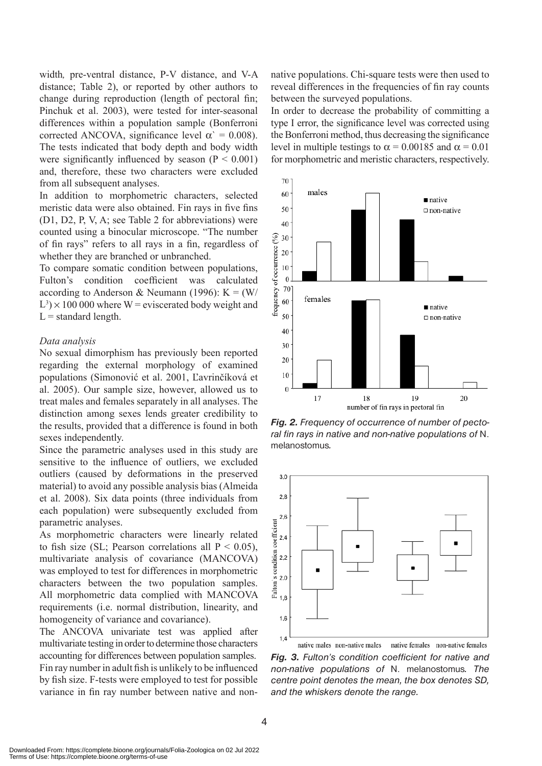width, pre-ventral distance, P-V distance, and V-A distance; Table 2), or reported by other authors to change during reproduction (length of pectoral fin; Pinchuk et al. 2003), were tested for inter-seasonal differences within a population sample (Bonferroni corrected ANCOVA, significance level $\alpha' = 0.008$). The tests indicated that body depth and body width were significantly influenced by season ($P < 0.001$) and, therefore, these two characters were excluded from all subsequent analyses.

In addition to morphometric characters, selected meristic data were also obtained. Fin rays in five fins (D1, D2, P, V, A; see Table 2 for abbreviations) were counted using a binocular microscope. "The number of fin rays" refers to all rays in a fin, regardless of whether they are branched or unbranched.

To compare somatic condition between populations, Fulton's condition coefficient was calculated according to Anderson & Neumann (1996): $K = (W/L^3) \times 100\,000$ where W = eviscerated body weight and L = standard length.

*Data analysis*

No sexual dimorphism has previously been reported regarding the external morphology of examined populations (Simonović et al. 2001, Ľavrinčíková et al. 2005). Our sample size, however, allowed us to treat males and females separately in all analyses. The distinction among sexes lends greater credibility to the results, provided that a difference is found in both sexes independently.

Since the parametric analyses used in this study are sensitive to the influence of outliers, we excluded outliers (caused by deformations in the preserved material) to avoid any possible analysis bias (Almeida et al. 2008). Six data points (three individuals from each population) were subsequently excluded from parametric analyses.

As morphometric characters were linearly related to fish size (SL; Pearson correlations all $P < 0.05$), multivariate analysis of covariance (MANCOVA) was employed to test for differences in morphometric characters between the two population samples. All morphometric data complied with MANCOVA requirements (i.e. normal distribution, linearity, and homogeneity of variance and covariance).

The ANCOVA univariate test was applied after multivariate testing in order to determine those characters accounting for differences between population samples.

Fin ray number in adult fish is unlikely to be influenced by fish size. F-tests were employed to test for possible variance in fin ray number between native and non-native populations. Chi-square tests were then used to reveal differences in the frequencies of fin ray counts between the surveyed populations.

In order to decrease the probability of committing a type I error, the significance level was corrected using the Bonferroni method, thus decreasing the significance level in multiple testings to $\alpha = 0.00185$ and $\alpha = 0.01$ for morphometric and meristic characters, respectively.

***Fig. 2.*** *Frequency of occurrence of number of pectoral fin rays in native and non-native populations of* N. melanostomus*.*

***Fig. 3.*** *Fulton's condition coefficient for native and non-native populations of* N. melanostomus*. The centre point denotes the mean, the box denotes SD, and the whiskers denote the range.*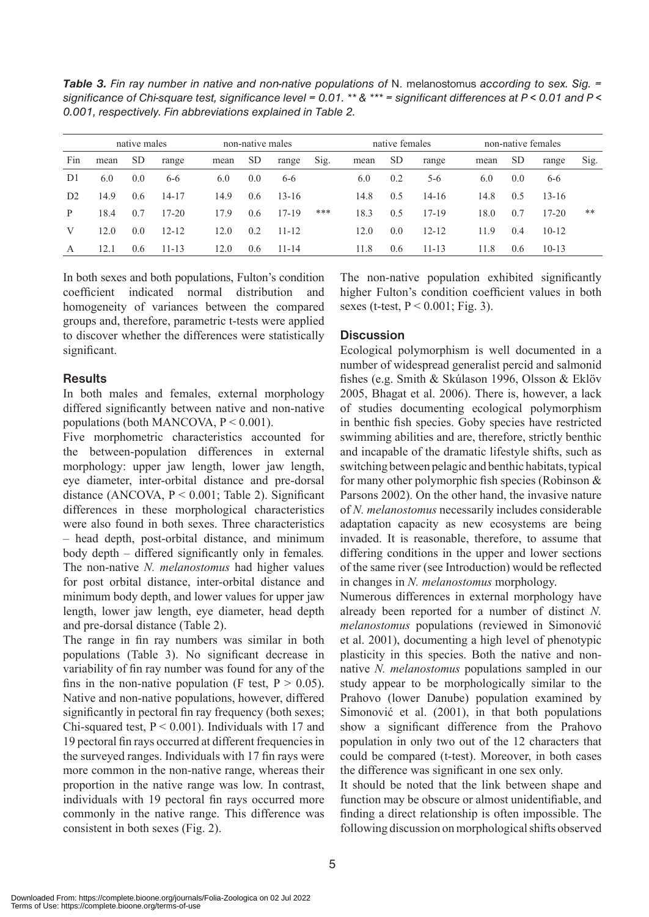***Table 3.*** *Fin ray number in native and non-native populations of* N. melanostomus *according to sex. Sig. = significance of Chi-square test, significance level = 0.01. ** & *** = significant differences at P < 0.01 and P < 0.001, respectively. Fin abbreviations explained in Table 2.*

| | native males | | | non-native males | | | | native females | | | non-native females | | | |
|---|---|---|---|---|---|---|---|---|---|---|---|---|---|---|
| Fin | mean | SD | range | mean | SD | range | Sig. | mean | SD | range | mean | SD | range | Sig. |
| D1 | 6.0 | 0.0 | 6-6 | 6.0 | 0.0 | 6-6 | | 6.0 | 0.2 | 5-6 | 6.0 | 0.0 | 6-6 | |
| D2 | 14.9 | 0.6 | 14-17 | 14.9 | 0.6 | 13-16 | | 14.8 | 0.5 | 14-16 | 14.8 | 0.5 | 13-16 | |
| P | 18.4 | 0.7 | 17-20 | 17.9 | 0.6 | 17-19 | *** | 18.3 | 0.5 | 17-19 | 18.0 | 0.7 | 17-20 | ** |
| V | 12.0 | 0.0 | 12-12 | 12.0 | 0.2 | 11-12 | | 12.0 | 0.0 | 12-12 | 11.9 | 0.4 | 10-12 | |
| A | 12.1 | 0.6 | 11-13 | 12.0 | 0.6 | 11-14 | | 11.8 | 0.6 | 11-13 | 11.8 | 0.6 | 10-13 | |

In both sexes and both populations, Fulton's condition coefficient indicated normal distribution and homogeneity of variances between the compared groups and, therefore, parametric t-tests were applied to discover whether the differences were statistically significant.

## Results

In both males and females, external morphology differed significantly between native and non-native populations (both MANCOVA, $P < 0.001$).

Five morphometric characteristics accounted for the between-population differences in external morphology: upper jaw length, lower jaw length, eye diameter, inter-orbital distance and pre-dorsal distance (ANCOVA, $P < 0.001$; Table 2). Significant differences in these morphological characteristics were also found in both sexes. Three characteristics – head depth, post-orbital distance, and minimum body depth – differed significantly only in females. The non-native *N. melanostomus* had higher values for post orbital distance, inter-orbital distance and minimum body depth, and lower values for upper jaw length, lower jaw length, eye diameter, head depth and pre-dorsal distance (Table 2).

The range in fin ray numbers was similar in both populations (Table 3). No significant decrease in variability of fin ray number was found for any of the fins in the non-native population (F test, $P > 0.05$). Native and non-native populations, however, differed significantly in pectoral fin ray frequency (both sexes; Chi-squared test, $P < 0.001$). Individuals with 17 and 19 pectoral fin rays occurred at different frequencies in the surveyed ranges. Individuals with 17 fin rays were more common in the non-native range, whereas their proportion in the native range was low. In contrast, individuals with 19 pectoral fin rays occurred more commonly in the native range. This difference was consistent in both sexes (Fig. 2).

The non-native population exhibited significantly higher Fulton's condition coefficient values in both sexes (t-test, $P < 0.001$; Fig. 3).

## Discussion

Ecological polymorphism is well documented in a number of widespread generalist percid and salmonid fishes (e.g. Smith & Skúlason 1996, Olsson & Eklöv 2005, Bhagat et al. 2006). There is, however, a lack of studies documenting ecological polymorphism in benthic fish species. Goby species have restricted swimming abilities and are, therefore, strictly benthic and incapable of the dramatic lifestyle shifts, such as switching between pelagic and benthic habitats, typical for many other polymorphic fish species (Robinson & Parsons 2002). On the other hand, the invasive nature of *N. melanostomus* necessarily includes considerable adaptation capacity as new ecosystems are being invaded. It is reasonable, therefore, to assume that differing conditions in the upper and lower sections of the same river (see Introduction) would be reflected in changes in *N. melanostomus* morphology.

Numerous differences in external morphology have already been reported for a number of distinct *N. melanostomus* populations (reviewed in Simonović et al. 2001), documenting a high level of phenotypic plasticity in this species. Both the native and non-native *N. melanostomus* populations sampled in our study appear to be morphologically similar to the Prahovo (lower Danube) population examined by Simonović et al. (2001), in that both populations show a significant difference from the Prahovo population in only two out of the 12 characters that could be compared (t-test). Moreover, in both cases the difference was significant in one sex only.

It should be noted that the link between shape and function may be obscure or almost unidentifiable, and finding a direct relationship is often impossible. The following discussion on morphological shifts observed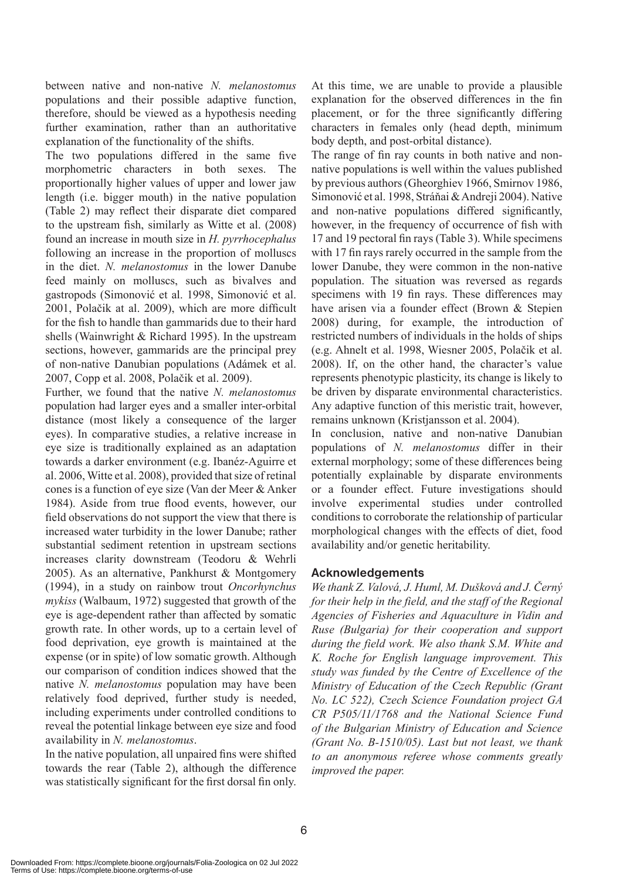between native and non-native *N. melanostomus* populations and their possible adaptive function, therefore, should be viewed as a hypothesis needing further examination, rather than an authoritative explanation of the functionality of the shifts.

The two populations differed in the same five morphometric characters in both sexes. The proportionally higher values of upper and lower jaw length (i.e. bigger mouth) in the native population (Table 2) may reflect their disparate diet compared to the upstream fish, similarly as Witte et al. (2008) found an increase in mouth size in *H. pyrrhocephalus* following an increase in the proportion of molluscs in the diet. *N. melanostomus* in the lower Danube feed mainly on molluscs, such as bivalves and gastropods (Simonović et al. 1998, Simonović et al. 2001, Polačik at al. 2009), which are more difficult for the fish to handle than gammarids due to their hard shells (Wainwright & Richard 1995). In the upstream sections, however, gammarids are the principal prey of non-native Danubian populations (Adámek et al. 2007, Copp et al. 2008, Polačik et al. 2009).

Further, we found that the native *N. melanostomus* population had larger eyes and a smaller inter-orbital distance (most likely a consequence of the larger eyes). In comparative studies, a relative increase in eye size is traditionally explained as an adaptation towards a darker environment (e.g. Ibanéz-Aguirre et al. 2006, Witte et al. 2008), provided that size of retinal cones is a function of eye size (Van der Meer & Anker 1984). Aside from true flood events, however, our field observations do not support the view that there is increased water turbidity in the lower Danube; rather substantial sediment retention in upstream sections increases clarity downstream (Teodoru & Wehrli 2005). As an alternative, Pankhurst & Montgomery (1994), in a study on rainbow trout *Oncorhynchus mykiss* (Walbaum, 1972) suggested that growth of the eye is age-dependent rather than affected by somatic growth rate. In other words, up to a certain level of food deprivation, eye growth is maintained at the expense (or in spite) of low somatic growth. Although our comparison of condition indices showed that the native *N. melanostomus* population may have been relatively food deprived, further study is needed, including experiments under controlled conditions to reveal the potential linkage between eye size and food availability in *N. melanostomus*.

In the native population, all unpaired fins were shifted towards the rear (Table 2), although the difference was statistically significant for the first dorsal fin only. At this time, we are unable to provide a plausible explanation for the observed differences in the fin placement, or for the three significantly differing characters in females only (head depth, minimum body depth, and post-orbital distance).

The range of fin ray counts in both native and non-native populations is well within the values published by previous authors (Gheorghiev 1966, Smirnov 1986, Simonović et al. 1998, Stráňai & Andreji 2004). Native and non-native populations differed significantly, however, in the frequency of occurrence of fish with 17 and 19 pectoral fin rays (Table 3). While specimens with 17 fin rays rarely occurred in the sample from the lower Danube, they were common in the non-native population. The situation was reversed as regards specimens with 19 fin rays. These differences may have arisen via a founder effect (Brown & Stepien 2008) during, for example, the introduction of restricted numbers of individuals in the holds of ships (e.g. Ahnelt et al. 1998, Wiesner 2005, Polačik et al. 2008). If, on the other hand, the character's value represents phenotypic plasticity, its change is likely to be driven by disparate environmental characteristics. Any adaptive function of this meristic trait, however, remains unknown (Kristjansson et al. 2004).

In conclusion, native and non-native Danubian populations of *N. melanostomus* differ in their external morphology; some of these differences being potentially explainable by disparate environments or a founder effect. Future investigations should involve experimental studies under controlled conditions to corroborate the relationship of particular morphological changes with the effects of diet, food availability and/or genetic heritability.

## Acknowledgements

*We thank Z. Valová, J. Huml, M. Dušková and J. Černý for their help in the field, and the staff of the Regional Agencies of Fisheries and Aquaculture in Vidin and Ruse (Bulgaria) for their cooperation and support during the field work. We also thank S.M. White and K. Roche for English language improvement. This study was funded by the Centre of Excellence of the Ministry of Education of the Czech Republic (Grant No. LC 522), Czech Science Foundation project GA CR P505/11/1768 and the National Science Fund of the Bulgarian Ministry of Education and Science (Grant No. B-1510/05). Last but not least, we thank to an anonymous referee whose comments greatly improved the paper.*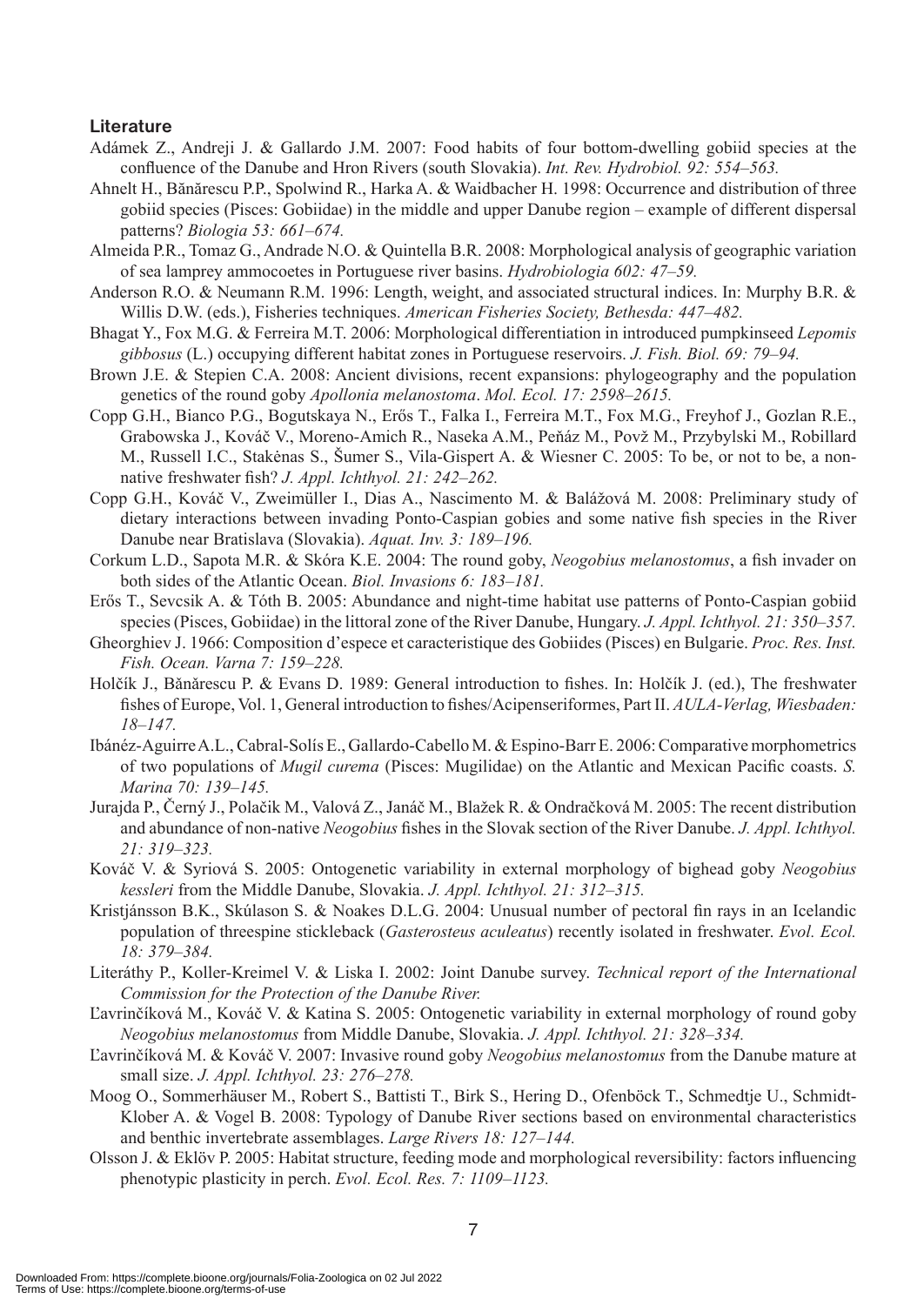## Literature

Adámek Z., Andreji J. & Gallardo J.M. 2007: Food habits of four bottom-dwelling gobiid species at the confluence of the Danube and Hron Rivers (south Slovakia). *Int. Rev. Hydrobiol. 92: 554–563.*

Ahnelt H., Bănărescu P.P., Spolwind R., Harka A. & Waidbacher H. 1998: Occurrence and distribution of three gobiid species (Pisces: Gobiidae) in the middle and upper Danube region – example of different dispersal patterns? *Biologia 53: 661–674.*

Almeida P.R., Tomaz G., Andrade N.O. & Quintella B.R. 2008: Morphological analysis of geographic variation of sea lamprey ammocoetes in Portuguese river basins. *Hydrobiologia 602: 47–59.*

Anderson R.O. & Neumann R.M. 1996: Length, weight, and associated structural indices. In: Murphy B.R. & Willis D.W. (eds.), Fisheries techniques. *American Fisheries Society, Bethesda: 447–482.*

Bhagat Y., Fox M.G. & Ferreira M.T. 2006: Morphological differentiation in introduced pumpkinseed *Lepomis gibbosus* (L.) occupying different habitat zones in Portuguese reservoirs. *J. Fish. Biol. 69: 79–94.*

Brown J.E. & Stepien C.A. 2008: Ancient divisions, recent expansions: phylogeography and the population genetics of the round goby *Apollonia melanostoma*. *Mol. Ecol. 17: 2598–2615.*

Copp G.H., Bianco P.G., Bogutskaya N., Erős T., Falka I., Ferreira M.T., Fox M.G., Freyhof J., Gozlan R.E., Grabowska J., Kováč V., Moreno-Amich R., Naseka A.M., Peňáz M., Povž M., Przybylski M., Robillard M., Russell I.C., Stakėnas S., Šumer S., Vila-Gispert A. & Wiesner C. 2005: To be, or not to be, a non-native freshwater fish? *J. Appl. Ichthyol. 21: 242–262.*

Copp G.H., Kováč V., Zweimüller I., Dias A., Nascimento M. & Balážová M. 2008: Preliminary study of dietary interactions between invading Ponto-Caspian gobies and some native fish species in the River Danube near Bratislava (Slovakia). *Aquat. Inv. 3: 189–196.*

Corkum L.D., Sapota M.R. & Skóra K.E. 2004: The round goby, *Neogobius melanostomus*, a fish invader on both sides of the Atlantic Ocean. *Biol. Invasions 6: 183–181.*

Erős T., Sevcsik A. & Tóth B. 2005: Abundance and night-time habitat use patterns of Ponto-Caspian gobiid species (Pisces, Gobiidae) in the littoral zone of the River Danube, Hungary. *J. Appl. Ichthyol. 21: 350–357.*

Gheorghiev J. 1966: Composition d'espece et caracteristique des Gobiides (Pisces) en Bulgarie. *Proc. Res. Inst. Fish. Ocean. Varna 7: 159–228.*

Holčík J., Bănărescu P. & Evans D. 1989: General introduction to fishes. In: Holčík J. (ed.), The freshwater fishes of Europe, Vol. 1, General introduction to fishes/Acipenseriformes, Part II. *AULA-Verlag, Wiesbaden: 18–147.*

Ibánéz-Aguirre A.L., Cabral-Solís E., Gallardo-Cabello M. & Espino-Barr E. 2006: Comparative morphometrics of two populations of *Mugil curema* (Pisces: Mugilidae) on the Atlantic and Mexican Pacific coasts. *S. Marina 70: 139–145.*

Jurajda P., Černý J., Polačik M., Valová Z., Janáč M., Blažek R. & Ondračková M. 2005: The recent distribution and abundance of non-native *Neogobius* fishes in the Slovak section of the River Danube. *J. Appl. Ichthyol. 21: 319–323.*

Kováč V. & Syriová S. 2005: Ontogenetic variability in external morphology of bighead goby *Neogobius kessleri* from the Middle Danube, Slovakia. *J. Appl. Ichthyol. 21: 312–315.*

Kristjánsson B.K., Skúlason S. & Noakes D.L.G. 2004: Unusual number of pectoral fin rays in an Icelandic population of threespine stickleback (*Gasterosteus aculeatus*) recently isolated in freshwater. *Evol. Ecol. 18: 379–384.*

Literáthy P., Koller-Kreimel V. & Liska I. 2002: Joint Danube survey. *Technical report of the International Commission for the Protection of the Danube River.*

Ľavrinčíková M., Kováč V. & Katina S. 2005: Ontogenetic variability in external morphology of round goby *Neogobius melanostomus* from Middle Danube, Slovakia. *J. Appl. Ichthyol. 21: 328–334.*

Ľavrinčíková M. & Kováč V. 2007: Invasive round goby *Neogobius melanostomus* from the Danube mature at small size. *J. Appl. Ichthyol. 23: 276–278.*

Moog O., Sommerhäuser M., Robert S., Battisti T., Birk S., Hering D., Ofenböck T., Schmedtje U., Schmidt-Klober A. & Vogel B. 2008: Typology of Danube River sections based on environmental characteristics and benthic invertebrate assemblages. *Large Rivers 18: 127–144.*

Olsson J. & Eklöv P. 2005: Habitat structure, feeding mode and morphological reversibility: factors influencing phenotypic plasticity in perch. *Evol. Ecol. Res. 7: 1109–1123.*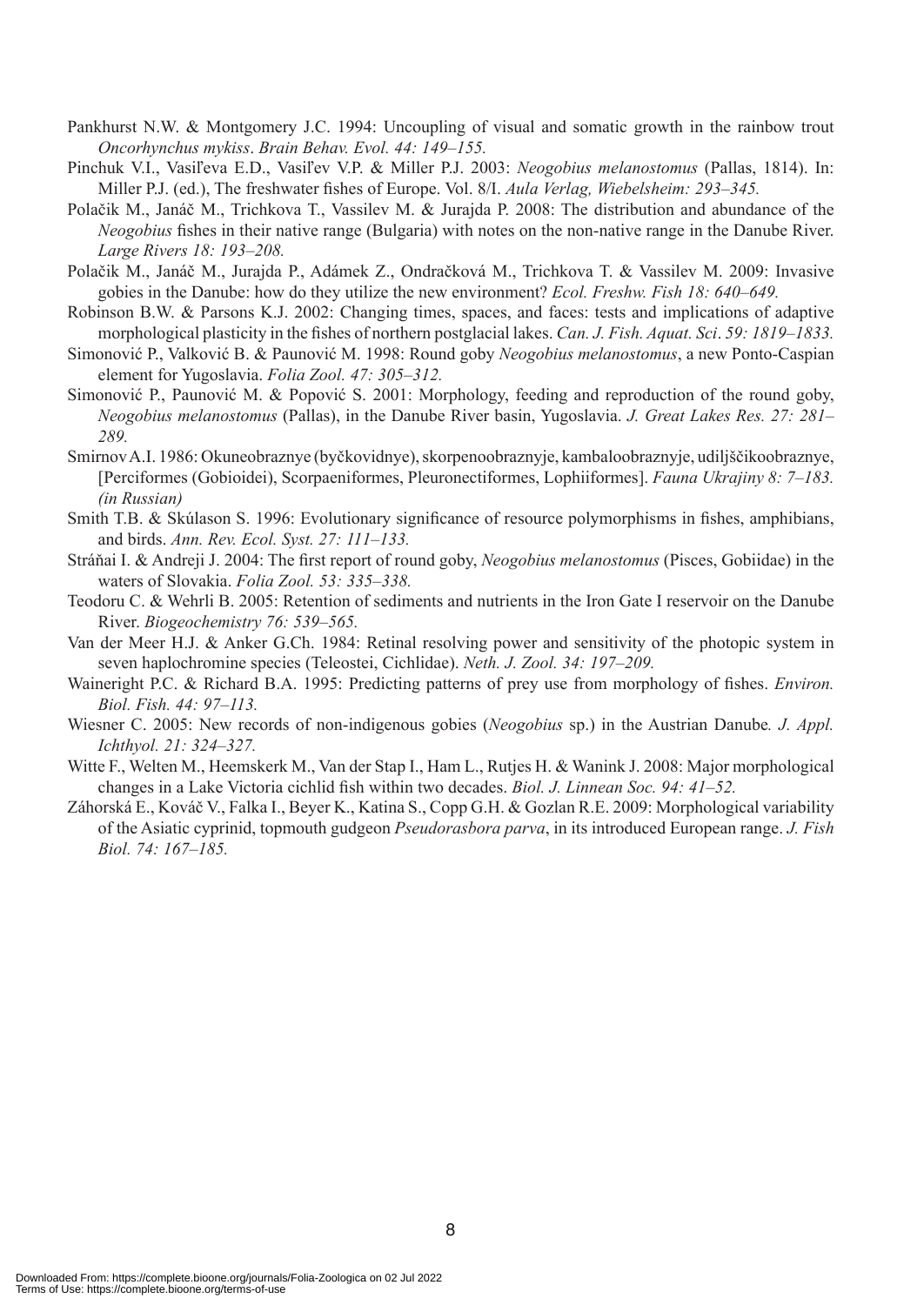Pankhurst N.W. & Montgomery J.C. 1994: Uncoupling of visual and somatic growth in the rainbow trout *Oncorhynchus mykiss*. *Brain Behav. Evol. 44: 149–155.*

Pinchuk V.I., Vasil'eva E.D., Vasil'ev V.P. & Miller P.J. 2003: *Neogobius melanostomus* (Pallas, 1814). In: Miller P.J. (ed.), The freshwater fishes of Europe. Vol. 8/I. *Aula Verlag, Wiebelsheim: 293–345.*

Polačik M., Janáč M., Trichkova T., Vassilev M. & Jurajda P. 2008: The distribution and abundance of the *Neogobius* fishes in their native range (Bulgaria) with notes on the non-native range in the Danube River. *Large Rivers 18: 193–208.*

Polačik M., Janáč M., Jurajda P., Adámek Z., Ondračková M., Trichkova T. & Vassilev M. 2009: Invasive gobies in the Danube: how do they utilize the new environment? *Ecol. Freshw. Fish 18: 640–649.*

Robinson B.W. & Parsons K.J. 2002: Changing times, spaces, and faces: tests and implications of adaptive morphological plasticity in the fishes of northern postglacial lakes. *Can. J. Fish. Aquat. Sci*. *59: 1819–1833.*

Simonović P., Valković B. & Paunović M. 1998: Round goby *Neogobius melanostomus*, a new Ponto-Caspian element for Yugoslavia. *Folia Zool. 47: 305–312.*

Simonović P., Paunović M. & Popović S. 2001: Morphology, feeding and reproduction of the round goby, *Neogobius melanostomus* (Pallas), in the Danube River basin, Yugoslavia. *J. Great Lakes Res. 27: 281–289.*

Smirnov A.I. 1986: Okuneobraznye (byčkovidnye), skorpenoobraznyje, kambaloobraznyje, udiljščikoobraznye, [Perciformes (Gobioidei), Scorpaeniformes, Pleuronectiformes, Lophiiformes]. *Fauna Ukrajiny 8: 7–183. (in Russian)*

Smith T.B. & Skúlason S. 1996: Evolutionary significance of resource polymorphisms in fishes, amphibians, and birds. *Ann. Rev. Ecol. Syst. 27: 111–133.*

Stráňai I. & Andreji J. 2004: The first report of round goby, *Neogobius melanostomus* (Pisces, Gobiidae) in the waters of Slovakia. *Folia Zool. 53: 335–338.*

Teodoru C. & Wehrli B. 2005: Retention of sediments and nutrients in the Iron Gate I reservoir on the Danube River. *Biogeochemistry 76: 539–565.*

Van der Meer H.J. & Anker G.Ch. 1984: Retinal resolving power and sensitivity of the photopic system in seven haplochromine species (Teleostei, Cichlidae). *Neth. J. Zool. 34: 197–209.*

Waineright P.C. & Richard B.A. 1995: Predicting patterns of prey use from morphology of fishes. *Environ. Biol. Fish. 44: 97–113.*

Wiesner C. 2005: New records of non-indigenous gobies (*Neogobius* sp.) in the Austrian Danube*. J. Appl. Ichthyol. 21: 324–327.*

Witte F., Welten M., Heemskerk M., Van der Stap I., Ham L., Rutjes H. & Wanink J. 2008: Major morphological changes in a Lake Victoria cichlid fish within two decades. *Biol. J. Linnean Soc. 94: 41–52.*

Záhorská E., Kováč V., Falka I., Beyer K., Katina S., Copp G.H. & Gozlan R.E. 2009: Morphological variability of the Asiatic cyprinid, topmouth gudgeon *Pseudorasbora parva*, in its introduced European range. *J. Fish Biol. 74: 167–185.*